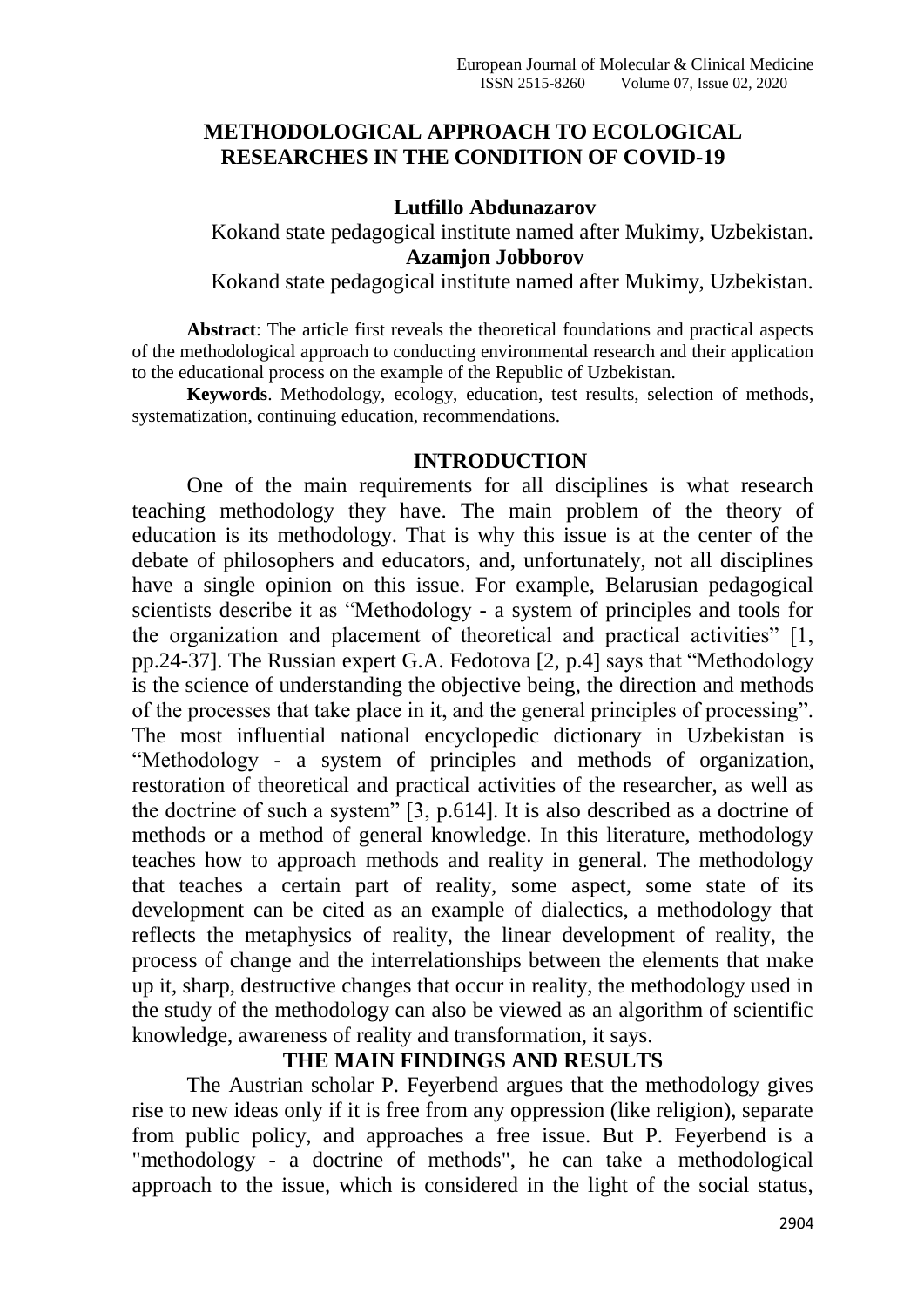# METHODOLOGICAL APPROACH TO ECOLOGICAL RESEARCHES IN THE CONDITION OF COVID-19

**Lutfillo Abdunazarov**

Kokand state pedagogical institute named after Mukimy, Uzbekistan.

**Azamjon Jobborov**

Kokand state pedagogical institute named after Mukimy, Uzbekistan.

**Abstract**: The article first reveals the theoretical foundations and practical aspects of the methodological approach to conducting environmental research and their application to the educational process on the example of the Republic of Uzbekistan.

**Keywords**. Methodology, ecology, education, test results, selection of methods, systematization, continuing education, recommendations.

## INTRODUCTION

One of the main requirements for all disciplines is what research teaching methodology they have. The main problem of the theory of education is its methodology. That is why this issue is at the center of the debate of philosophers and educators, and, unfortunately, not all disciplines have a single opinion on this issue. For example, Belarusian pedagogical scientists describe it as "Methodology - a system of principles and tools for the organization and placement of theoretical and practical activities" [1, pp.24-37]. The Russian expert G.A. Fedotova [2, p.4] says that "Methodology is the science of understanding the objective being, the direction and methods of the processes that take place in it, and the general principles of processing". The most influential national encyclopedic dictionary in Uzbekistan is "Methodology - a system of principles and methods of organization, restoration of theoretical and practical activities of the researcher, as well as the doctrine of such a system" [3, p.614]. It is also described as a doctrine of methods or a method of general knowledge. In this literature, methodology teaches how to approach methods and reality in general. The methodology that teaches a certain part of reality, some aspect, some state of its development can be cited as an example of dialectics, a methodology that reflects the metaphysics of reality, the linear development of reality, the process of change and the interrelationships between the elements that make up it, sharp, destructive changes that occur in reality, the methodology used in the study of the methodology can also be viewed as an algorithm of scientific knowledge, awareness of reality and transformation, it says.

## THE MAIN FINDINGS AND RESULTS

The Austrian scholar P. Feyerbend argues that the methodology gives rise to new ideas only if it is free from any oppression (like religion), separate from public policy, and approaches a free issue. But P. Feyerbend is a "methodology - a doctrine of methods", he can take a methodological approach to the issue, which is considered in the light of the social status,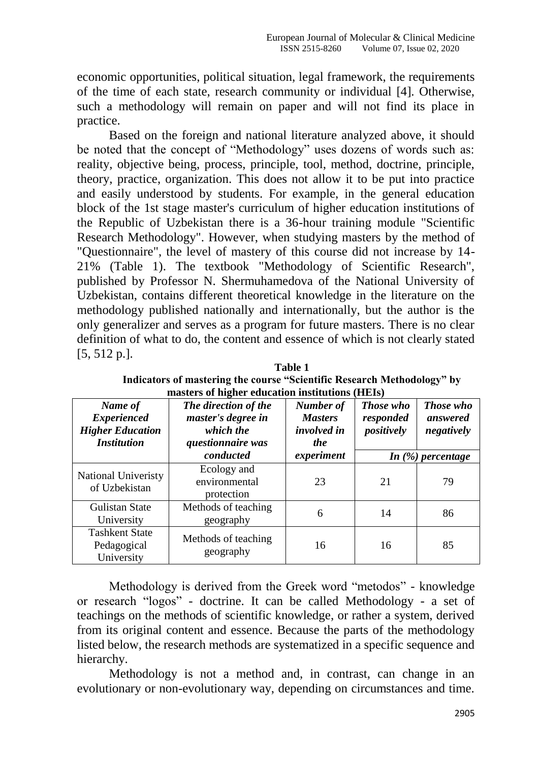economic opportunities, political situation, legal framework, the requirements of the time of each state, research community or individual [4]. Otherwise, such a methodology will remain on paper and will not find its place in practice.

Based on the foreign and national literature analyzed above, it should be noted that the concept of "Methodology" uses dozens of words such as: reality, objective being, process, principle, tool, method, doctrine, principle, theory, practice, organization. This does not allow it to be put into practice and easily understood by students. For example, in the general education block of the 1st stage master's curriculum of higher education institutions of the Republic of Uzbekistan there is a 36-hour training module "Scientific Research Methodology". However, when studying masters by the method of "Questionnaire", the level of mastery of this course did not increase by 14-21% (Table 1). The textbook "Methodology of Scientific Research", published by Professor N. Shermuhamedova of the National University of Uzbekistan, contains different theoretical knowledge in the literature on the methodology published nationally and internationally, but the author is the only generalizer and serves as a program for future masters. There is no clear definition of what to do, the content and essence of which is not clearly stated [5, 512 p.].

**Table 1**
**Indicators of mastering the course "Scientific Research Methodology" by masters of higher education institutions (HEIs)**

| *Name of Experienced Higher Education Institution* | *The direction of the master's degree in which the questionnaire was conducted* | *Number of Masters involved in the experiment* | *Those who responded positively* | *Those who answered negatively* |
|---|---|---|---|---|
| | | | *In (%) percentage* | |
| National Univeristy of Uzbekistan | Ecology and environmental protection | 23 | 21 | 79 |
| Gulistan State University | Methods of teaching geography | 6 | 14 | 86 |
| Tashkent State Pedagogical University | Methods of teaching geography | 16 | 16 | 85 |

Methodology is derived from the Greek word "metodos" - knowledge or research "logos" - doctrine. It can be called Methodology - a set of teachings on the methods of scientific knowledge, or rather a system, derived from its original content and essence. Because the parts of the methodology listed below, the research methods are systematized in a specific sequence and hierarchy.

Methodology is not a method and, in contrast, can change in an evolutionary or non-evolutionary way, depending on circumstances and time.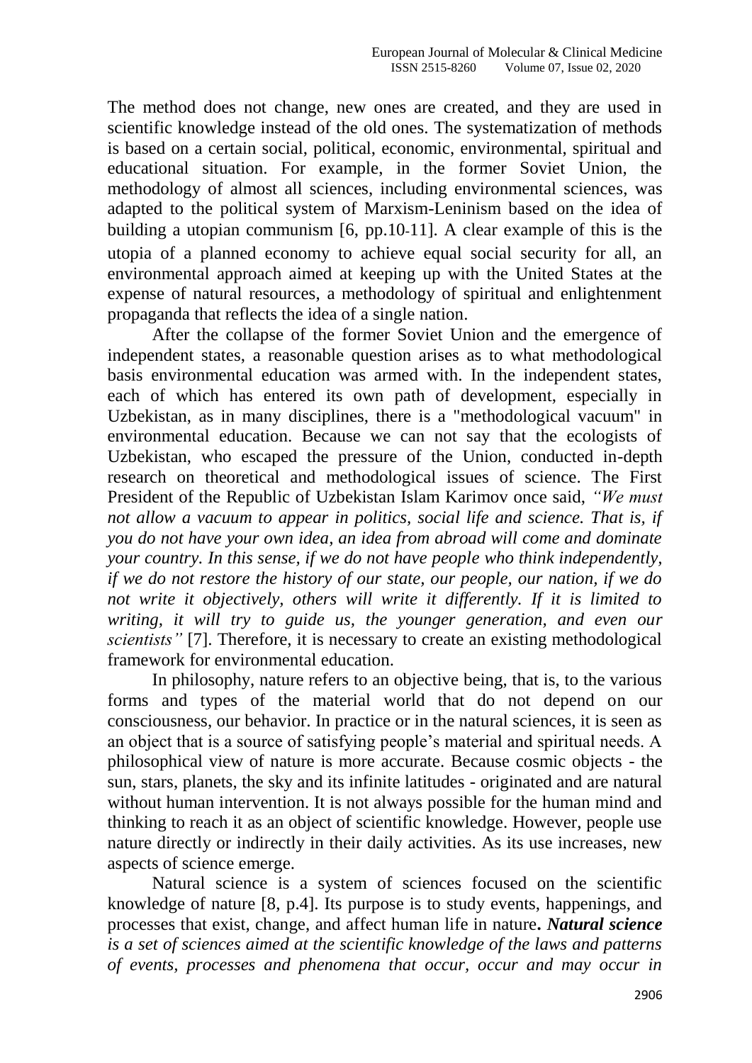The method does not change, new ones are created, and they are used in scientific knowledge instead of the old ones. The systematization of methods is based on a certain social, political, economic, environmental, spiritual and educational situation. For example, in the former Soviet Union, the methodology of almost all sciences, including environmental sciences, was adapted to the political system of Marxism-Leninism based on the idea of building a utopian communism [6, pp.10-11]. A clear example of this is the utopia of a planned economy to achieve equal social security for all, an environmental approach aimed at keeping up with the United States at the expense of natural resources, a methodology of spiritual and enlightenment propaganda that reflects the idea of a single nation.

After the collapse of the former Soviet Union and the emergence of independent states, a reasonable question arises as to what methodological basis environmental education was armed with. In the independent states, each of which has entered its own path of development, especially in Uzbekistan, as in many disciplines, there is a "methodological vacuum" in environmental education. Because we can not say that the ecologists of Uzbekistan, who escaped the pressure of the Union, conducted in-depth research on theoretical and methodological issues of science. The First President of the Republic of Uzbekistan Islam Karimov once said, *"We must not allow a vacuum to appear in politics, social life and science. That is, if you do not have your own idea, an idea from abroad will come and dominate your country. In this sense, if we do not have people who think independently, if we do not restore the history of our state, our people, our nation, if we do not write it objectively, others will write it differently. If it is limited to writing, it will try to guide us, the younger generation, and even our scientists"* [7]. Therefore, it is necessary to create an existing methodological framework for environmental education.

In philosophy, nature refers to an objective being, that is, to the various forms and types of the material world that do not depend on our consciousness, our behavior. In practice or in the natural sciences, it is seen as an object that is a source of satisfying people's material and spiritual needs. A philosophical view of nature is more accurate. Because cosmic objects - the sun, stars, planets, the sky and its infinite latitudes - originated and are natural without human intervention. It is not always possible for the human mind and thinking to reach it as an object of scientific knowledge. However, people use nature directly or indirectly in their daily activities. As its use increases, new aspects of science emerge.

Natural science is a system of sciences focused on the scientific knowledge of nature [8, p.4]. Its purpose is to study events, happenings, and processes that exist, change, and affect human life in nature**.** ***Natural science*** *is a set of sciences aimed at the scientific knowledge of the laws and patterns of events, processes and phenomena that occur, occur and may occur in*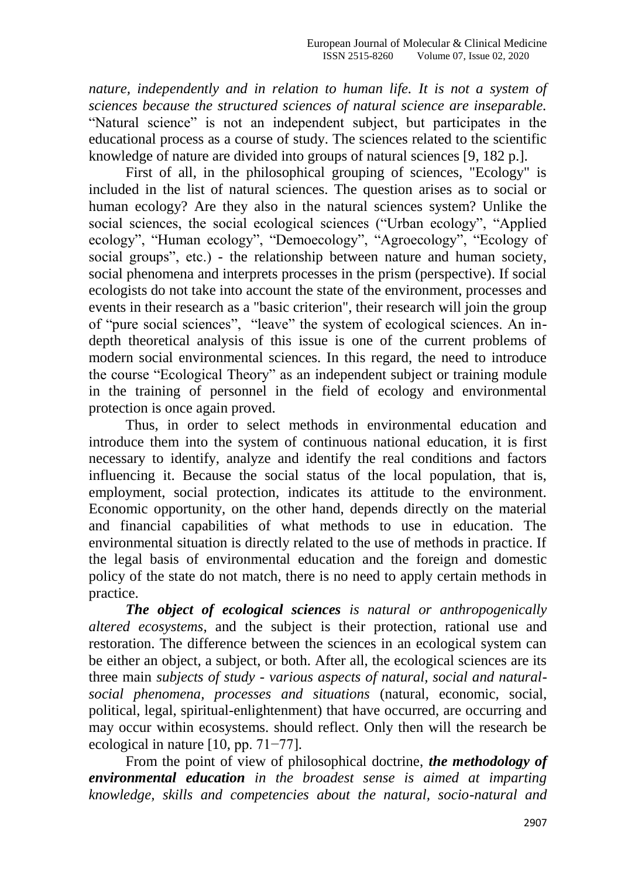*nature, independently and in relation to human life. It is not a system of sciences because the structured sciences of natural science are inseparable.* "Natural science" is not an independent subject, but participates in the educational process as a course of study. The sciences related to the scientific knowledge of nature are divided into groups of natural sciences [9, 182 p.].

First of all, in the philosophical grouping of sciences, "Ecology" is included in the list of natural sciences. The question arises as to social or human ecology? Are they also in the natural sciences system? Unlike the social sciences, the social ecological sciences ("Urban ecology", "Applied ecology", "Human ecology", "Demoecology", "Agroecology", "Ecology of social groups", etc.) - the relationship between nature and human society, social phenomena and interprets processes in the prism (perspective). If social ecologists do not take into account the state of the environment, processes and events in their research as a "basic criterion", their research will join the group of "pure social sciences", "leave" the system of ecological sciences. An in-depth theoretical analysis of this issue is one of the current problems of modern social environmental sciences. In this regard, the need to introduce the course "Ecological Theory" as an independent subject or training module in the training of personnel in the field of ecology and environmental protection is once again proved.

Thus, in order to select methods in environmental education and introduce them into the system of continuous national education, it is first necessary to identify, analyze and identify the real conditions and factors influencing it. Because the social status of the local population, that is, employment, social protection, indicates its attitude to the environment. Economic opportunity, on the other hand, depends directly on the material and financial capabilities of what methods to use in education. The environmental situation is directly related to the use of methods in practice. If the legal basis of environmental education and the foreign and domestic policy of the state do not match, there is no need to apply certain methods in practice.

***The object of ecological sciences*** *is natural or anthropogenically altered ecosystems*, and the subject is their protection, rational use and restoration. The difference between the sciences in an ecological system can be either an object, a subject, or both. After all, the ecological sciences are its three main *subjects of study - various aspects of natural, social and natural-social phenomena, processes and situations* (natural, economic, social, political, legal, spiritual-enlightenment) that have occurred, are occurring and may occur within ecosystems. should reflect. Only then will the research be ecological in nature [10, pp. 71−77].

From the point of view of philosophical doctrine, ***the methodology of environmental education*** *in the broadest sense is aimed at imparting knowledge, skills and competencies about the natural, socio-natural and*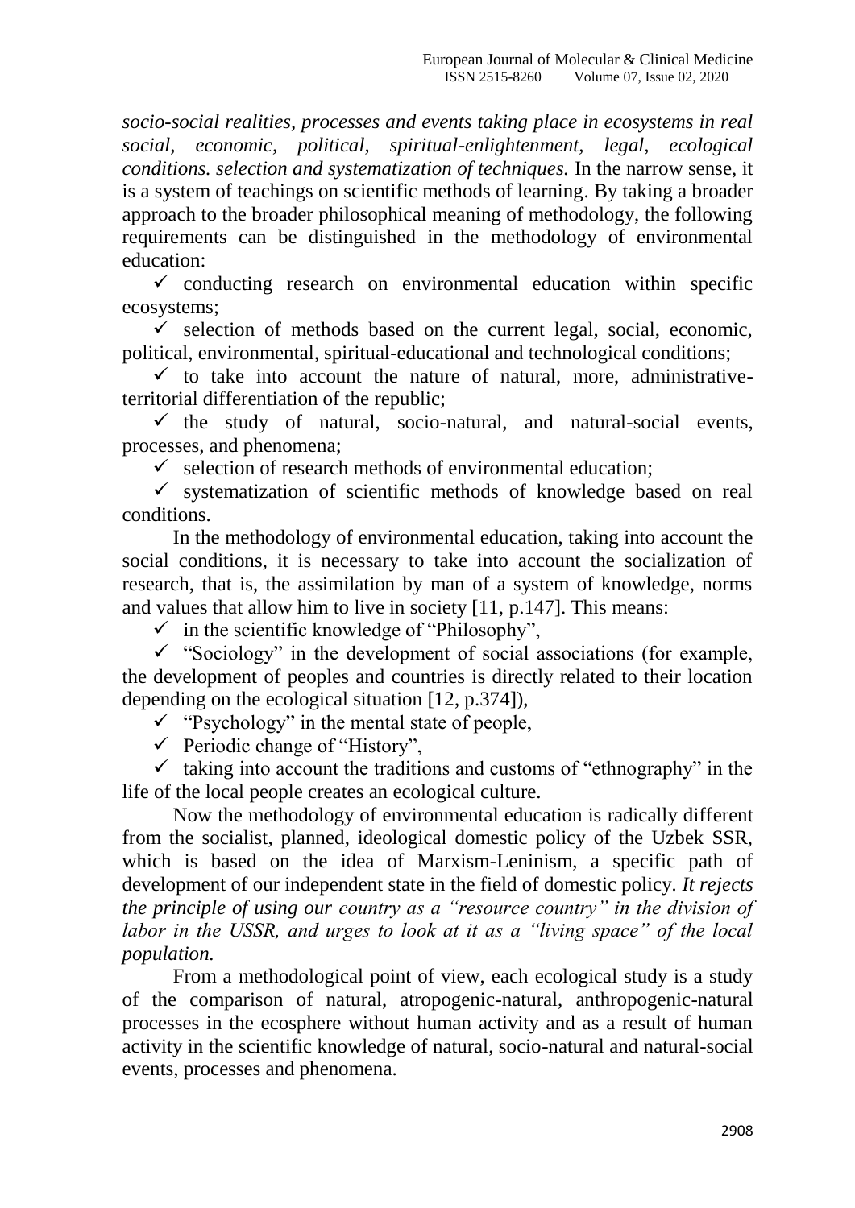*socio-social realities, processes and events taking place in ecosystems in real social, economic, political, spiritual-enlightenment, legal, ecological conditions. selection and systematization of techniques.* In the narrow sense, it is a system of teachings on scientific methods of learning. By taking a broader approach to the broader philosophical meaning of methodology, the following requirements can be distinguished in the methodology of environmental education:

- ✓ conducting research on environmental education within specific ecosystems;
- ✓ selection of methods based on the current legal, social, economic, political, environmental, spiritual-educational and technological conditions;
- ✓ to take into account the nature of natural, more, administrative-territorial differentiation of the republic;
- ✓ the study of natural, socio-natural, and natural-social events, processes, and phenomena;
- ✓ selection of research methods of environmental education;
- ✓ systematization of scientific methods of knowledge based on real conditions.

In the methodology of environmental education, taking into account the social conditions, it is necessary to take into account the socialization of research, that is, the assimilation by man of a system of knowledge, norms and values that allow him to live in society [11, p.147]. This means:

- ✓ in the scientific knowledge of "Philosophy",
- ✓ "Sociology" in the development of social associations (for example, the development of peoples and countries is directly related to their location depending on the ecological situation [12, p.374]),
- ✓ "Psychology" in the mental state of people,
- ✓ Periodic change of "History",
- ✓ taking into account the traditions and customs of "ethnography" in the life of the local people creates an ecological culture.

Now the methodology of environmental education is radically different from the socialist, planned, ideological domestic policy of the Uzbek SSR, which is based on the idea of Marxism-Leninism, a specific path of development of our independent state in the field of domestic policy. *It rejects the principle of using our country as a "resource country" in the division of labor in the USSR, and urges to look at it as a "living space" of the local population.*

From a methodological point of view, each ecological study is a study of the comparison of natural, atropogenic-natural, anthropogenic-natural processes in the ecosphere without human activity and as a result of human activity in the scientific knowledge of natural, socio-natural and natural-social events, processes and phenomena.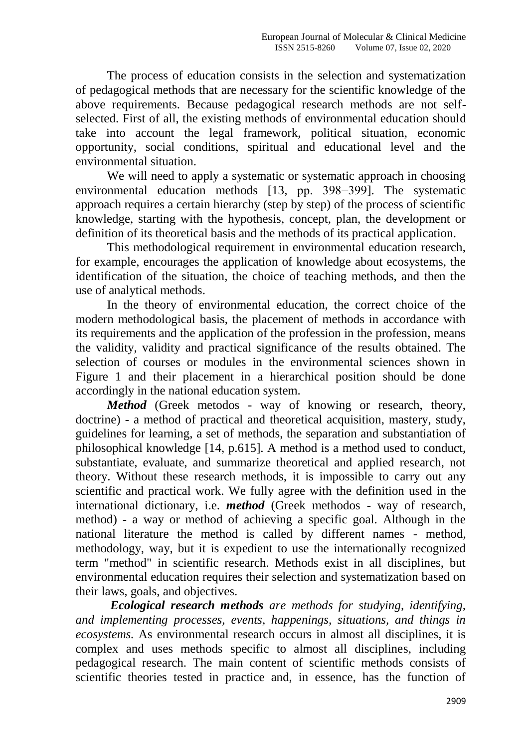The process of education consists in the selection and systematization of pedagogical methods that are necessary for the scientific knowledge of the above requirements. Because pedagogical research methods are not self-selected. First of all, the existing methods of environmental education should take into account the legal framework, political situation, economic opportunity, social conditions, spiritual and educational level and the environmental situation.

We will need to apply a systematic or systematic approach in choosing environmental education methods [13, pp. 398−399]. The systematic approach requires a certain hierarchy (step by step) of the process of scientific knowledge, starting with the hypothesis, concept, plan, the development or definition of its theoretical basis and the methods of its practical application.

This methodological requirement in environmental education research, for example, encourages the application of knowledge about ecosystems, the identification of the situation, the choice of teaching methods, and then the use of analytical methods.

In the theory of environmental education, the correct choice of the modern methodological basis, the placement of methods in accordance with its requirements and the application of the profession in the profession, means the validity, validity and practical significance of the results obtained. The selection of courses or modules in the environmental sciences shown in Figure 1 and their placement in a hierarchical position should be done accordingly in the national education system.

***Method*** (Greek metodos - way of knowing or research, theory, doctrine) - a method of practical and theoretical acquisition, mastery, study, guidelines for learning, a set of methods, the separation and substantiation of philosophical knowledge [14, p.615]. A method is a method used to conduct, substantiate, evaluate, and summarize theoretical and applied research, not theory. Without these research methods, it is impossible to carry out any scientific and practical work. We fully agree with the definition used in the international dictionary, i.e. ***method*** (Greek methodos - way of research, method) - a way or method of achieving a specific goal. Although in the national literature the method is called by different names - method, methodology, way, but it is expedient to use the internationally recognized term "method" in scientific research. Methods exist in all disciplines, but environmental education requires their selection and systematization based on their laws, goals, and objectives.

***Ecological research methods*** *are methods for studying, identifying, and implementing processes, events, happenings, situations, and things in ecosystems.* As environmental research occurs in almost all disciplines, it is complex and uses methods specific to almost all disciplines, including pedagogical research. The main content of scientific methods consists of scientific theories tested in practice and, in essence, has the function of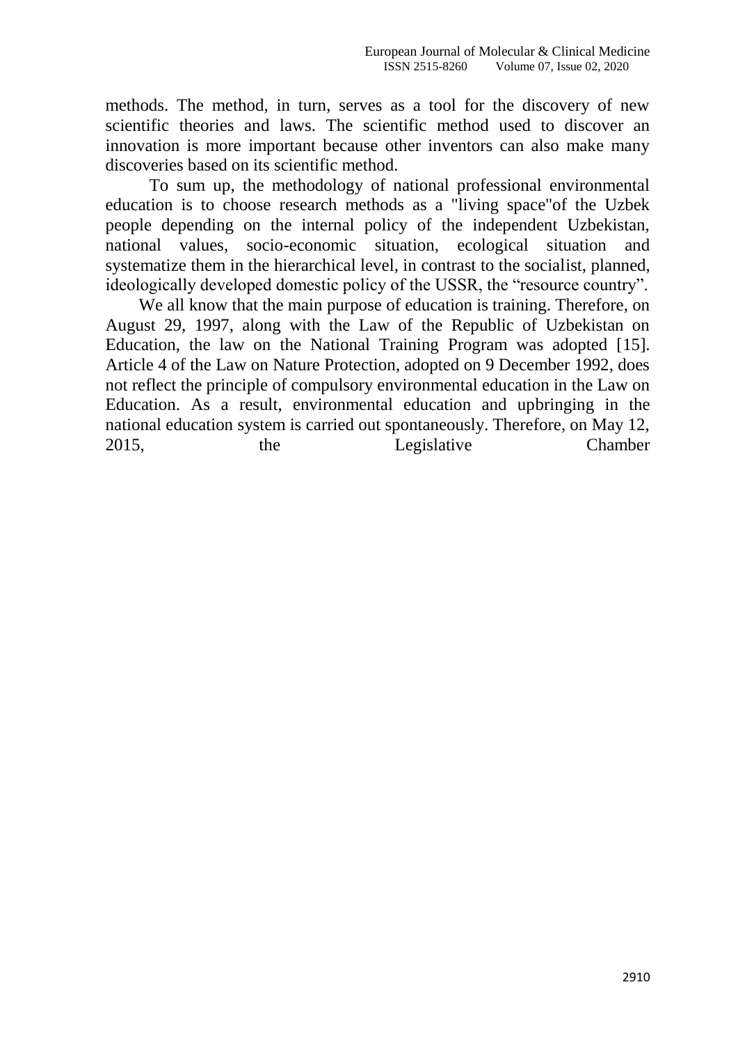methods. The method, in turn, serves as a tool for the discovery of new scientific theories and laws. The scientific method used to discover an innovation is more important because other inventors can also make many discoveries based on its scientific method.

To sum up, the methodology of national professional environmental education is to choose research methods as a "living space"of the Uzbek people depending on the internal policy of the independent Uzbekistan, national values, socio-economic situation, ecological situation and systematize them in the hierarchical level, in contrast to the socialist, planned, ideologically developed domestic policy of the USSR, the "resource country".

We all know that the main purpose of education is training. Therefore, on August 29, 1997, along with the Law of the Republic of Uzbekistan on Education, the law on the National Training Program was adopted [15]. Article 4 of the Law on Nature Protection, adopted on 9 December 1992, does not reflect the principle of compulsory environmental education in the Law on Education. As a result, environmental education and upbringing in the national education system is carried out spontaneously. Therefore, on May 12, 2015, the Legislative Chamber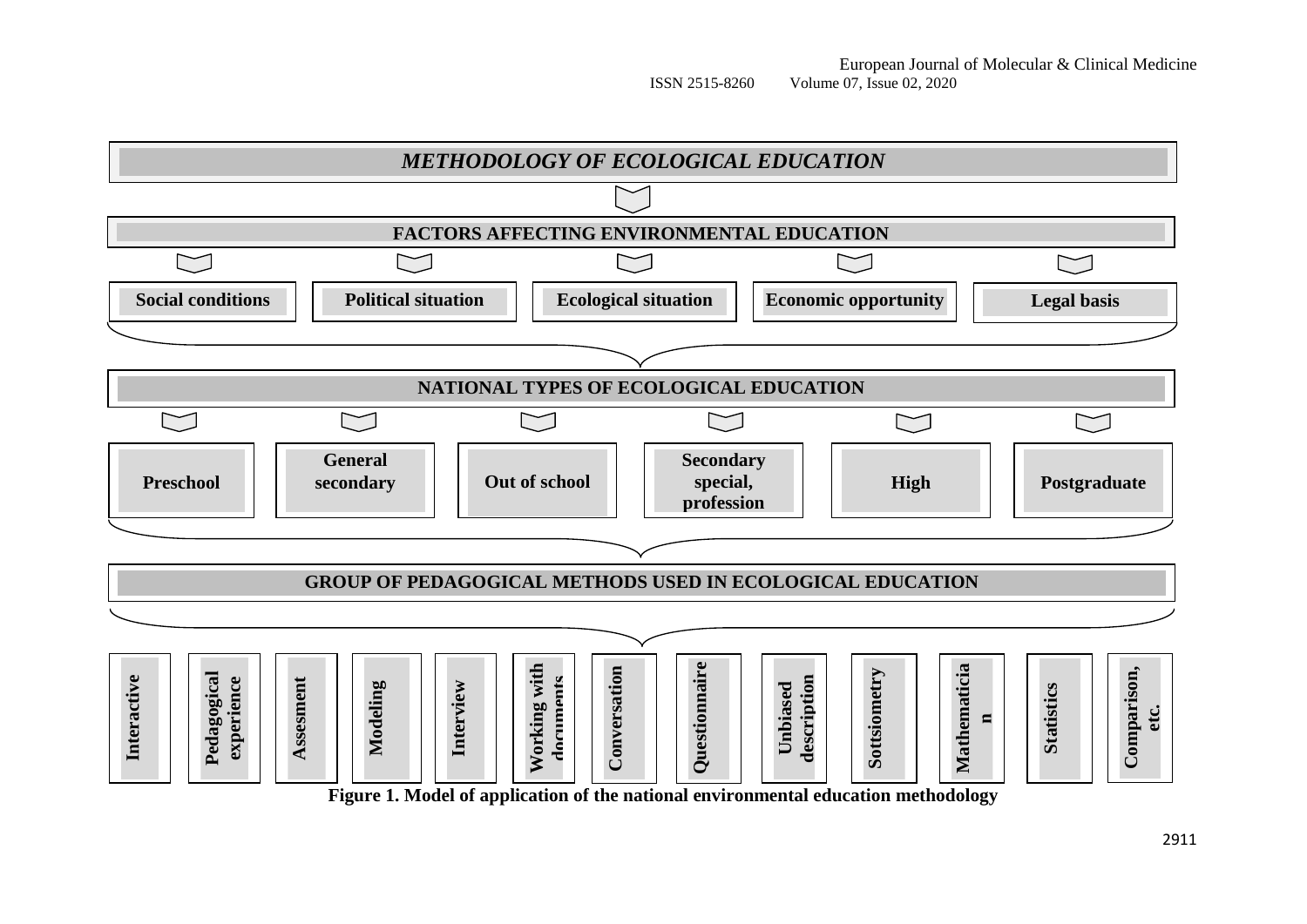*METHODOLOGY OF ECOLOGICAL EDUCATION*

**FACTORS AFFECTING ENVIRONMENTAL EDUCATION**

**Social conditions** | **Political situation** | **Ecological situation** | **Economic opportunity** | **Legal basis**

**NATIONAL TYPES OF ECOLOGICAL EDUCATION**

**Preschool** | **General secondary** | **Out of school** | **Secondary special, profession** | **High** | **Postgraduate**

**GROUP OF PEDAGOGICAL METHODS USED IN ECOLOGICAL EDUCATION**

**Interactive** | **Pedagogical experience** | **Assesment** | **Modeling** | **Interview** | **Working with documents** | **Conversation** | **Questionnaire** | **Unbiased description** | **Sottsiometry** | **Mathematician** | **Statistics** | **Comparison, etc.**

**Figure 1. Model of application of the national environmental education methodology**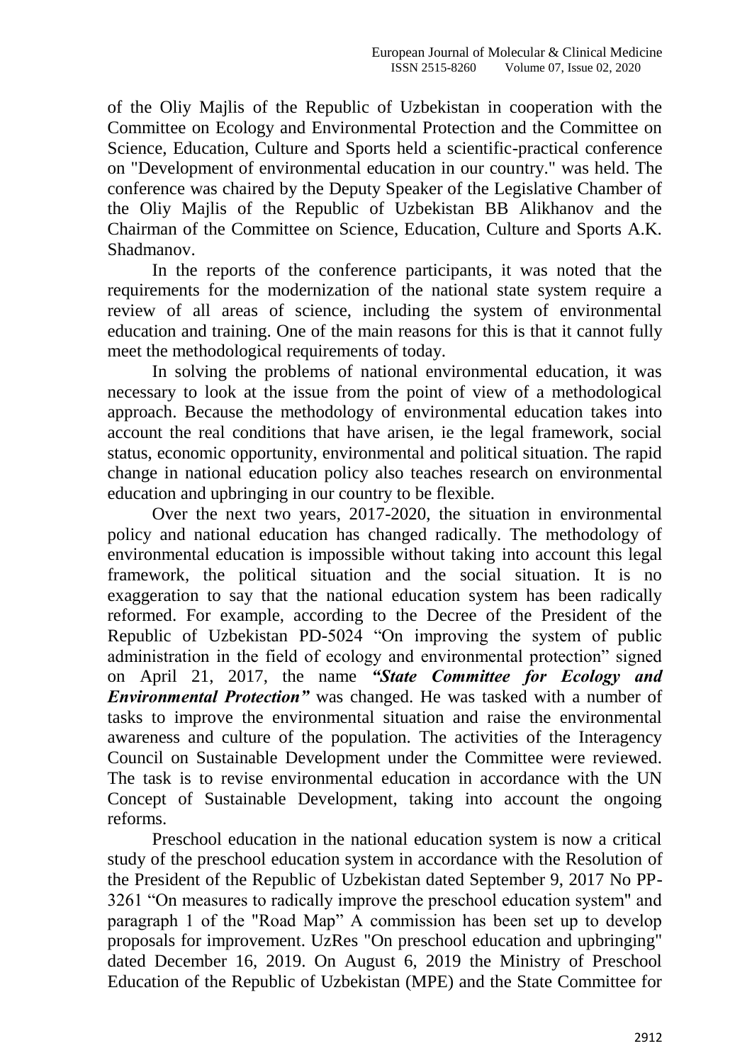of the Oliy Majlis of the Republic of Uzbekistan in cooperation with the Committee on Ecology and Environmental Protection and the Committee on Science, Education, Culture and Sports held a scientific-practical conference on "Development of environmental education in our country." was held. The conference was chaired by the Deputy Speaker of the Legislative Chamber of the Oliy Majlis of the Republic of Uzbekistan BB Alikhanov and the Chairman of the Committee on Science, Education, Culture and Sports A.K. Shadmanov.

In the reports of the conference participants, it was noted that the requirements for the modernization of the national state system require a review of all areas of science, including the system of environmental education and training. One of the main reasons for this is that it cannot fully meet the methodological requirements of today.

In solving the problems of national environmental education, it was necessary to look at the issue from the point of view of a methodological approach. Because the methodology of environmental education takes into account the real conditions that have arisen, ie the legal framework, social status, economic opportunity, environmental and political situation. The rapid change in national education policy also teaches research on environmental education and upbringing in our country to be flexible.

Over the next two years, 2017-2020, the situation in environmental policy and national education has changed radically. The methodology of environmental education is impossible without taking into account this legal framework, the political situation and the social situation. It is no exaggeration to say that the national education system has been radically reformed. For example, according to the Decree of the President of the Republic of Uzbekistan PD-5024 "On improving the system of public administration in the field of ecology and environmental protection" signed on April 21, 2017, the name ***"State Committee for Ecology and Environmental Protection"*** was changed. He was tasked with a number of tasks to improve the environmental situation and raise the environmental awareness and culture of the population. The activities of the Interagency Council on Sustainable Development under the Committee were reviewed. The task is to revise environmental education in accordance with the UN Concept of Sustainable Development, taking into account the ongoing reforms.

Preschool education in the national education system is now a critical study of the preschool education system in accordance with the Resolution of the President of the Republic of Uzbekistan dated September 9, 2017 No PP-3261 "On measures to radically improve the preschool education system" and paragraph 1 of the "Road Map" A commission has been set up to develop proposals for improvement. UzRes "On preschool education and upbringing" dated December 16, 2019. On August 6, 2019 the Ministry of Preschool Education of the Republic of Uzbekistan (MPE) and the State Committee for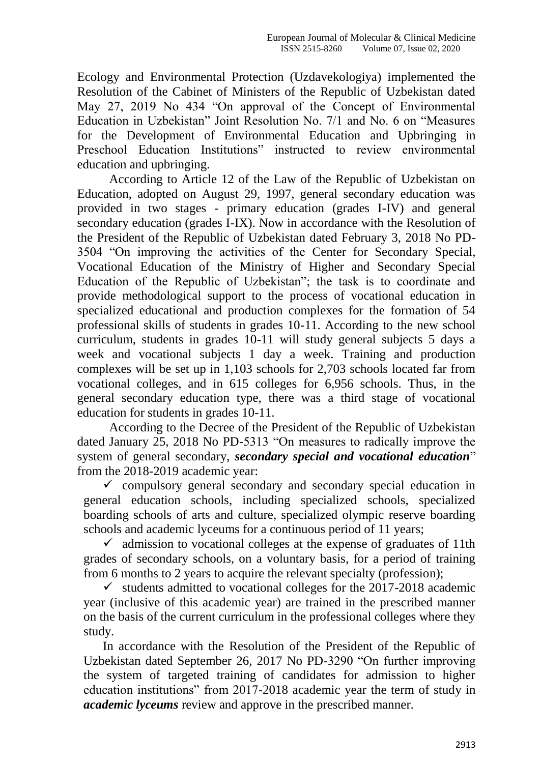Ecology and Environmental Protection (Uzdavekologiya) implemented the Resolution of the Cabinet of Ministers of the Republic of Uzbekistan dated May 27, 2019 No 434 "On approval of the Concept of Environmental Education in Uzbekistan" Joint Resolution No. 7/1 and No. 6 on "Measures for the Development of Environmental Education and Upbringing in Preschool Education Institutions" instructed to review environmental education and upbringing.

According to Article 12 of the Law of the Republic of Uzbekistan on Education, adopted on August 29, 1997, general secondary education was provided in two stages - primary education (grades I-IV) and general secondary education (grades I-IX). Now in accordance with the Resolution of the President of the Republic of Uzbekistan dated February 3, 2018 No PD-3504 "On improving the activities of the Center for Secondary Special, Vocational Education of the Ministry of Higher and Secondary Special Education of the Republic of Uzbekistan"; the task is to coordinate and provide methodological support to the process of vocational education in specialized educational and production complexes for the formation of 54 professional skills of students in grades 10-11. According to the new school curriculum, students in grades 10-11 will study general subjects 5 days a week and vocational subjects 1 day a week. Training and production complexes will be set up in 1,103 schools for 2,703 schools located far from vocational colleges, and in 615 colleges for 6,956 schools. Thus, in the general secondary education type, there was a third stage of vocational education for students in grades 10-11.

According to the Decree of the President of the Republic of Uzbekistan dated January 25, 2018 No PD-5313 "On measures to radically improve the system of general secondary, ***secondary special and vocational education***" from the 2018-2019 academic year:

- ✓ compulsory general secondary and secondary special education in general education schools, including specialized schools, specialized boarding schools of arts and culture, specialized olympic reserve boarding schools and academic lyceums for a continuous period of 11 years;
- ✓ admission to vocational colleges at the expense of graduates of 11th grades of secondary schools, on a voluntary basis, for a period of training from 6 months to 2 years to acquire the relevant specialty (profession);
- ✓ students admitted to vocational colleges for the 2017-2018 academic year (inclusive of this academic year) are trained in the prescribed manner on the basis of the current curriculum in the professional colleges where they study.

In accordance with the Resolution of the President of the Republic of Uzbekistan dated September 26, 2017 No PD-3290 "On further improving the system of targeted training of candidates for admission to higher education institutions" from 2017-2018 academic year the term of study in ***academic lyceums*** review and approve in the prescribed manner.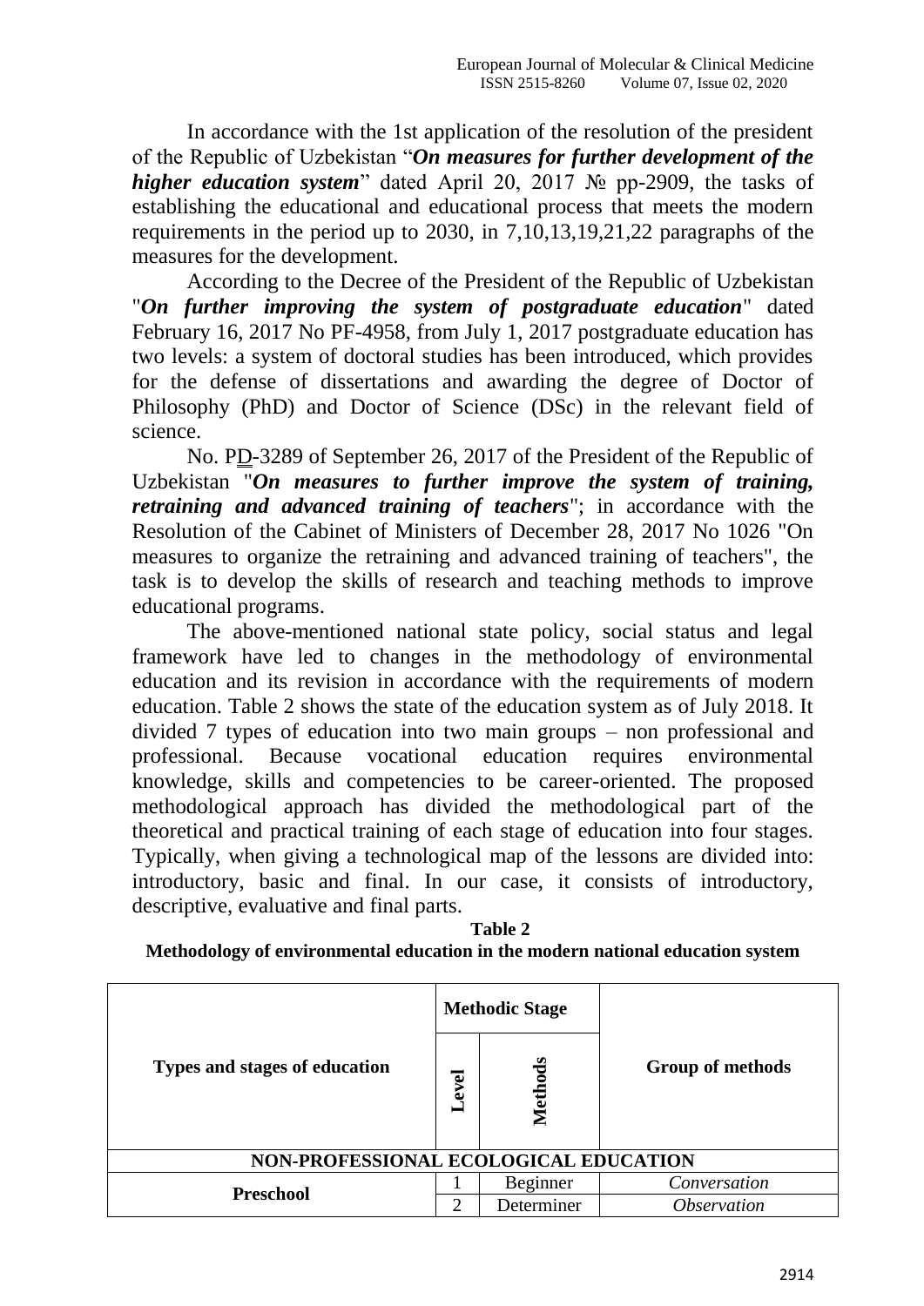In accordance with the 1st application of the resolution of the president of the Republic of Uzbekistan "***On measures for further development of the higher education system***" dated April 20, 2017 № pp-2909, the tasks of establishing the educational and educational process that meets the modern requirements in the period up to 2030, in 7,10,13,19,21,22 paragraphs of the measures for the development.

According to the Decree of the President of the Republic of Uzbekistan "***On further improving the system of postgraduate education***" dated February 16, 2017 No PF-4958, from July 1, 2017 postgraduate education has two levels: a system of doctoral studies has been introduced, which provides for the defense of dissertations and awarding the degree of Doctor of Philosophy (PhD) and Doctor of Science (DSc) in the relevant field of science.

No. PD-3289 of September 26, 2017 of the President of the Republic of Uzbekistan "***On measures to further improve the system of training, retraining and advanced training of teachers***"; in accordance with the Resolution of the Cabinet of Ministers of December 28, 2017 No 1026 "On measures to organize the retraining and advanced training of teachers", the task is to develop the skills of research and teaching methods to improve educational programs.

The above-mentioned national state policy, social status and legal framework have led to changes in the methodology of environmental education and its revision in accordance with the requirements of modern education. Table 2 shows the state of the education system as of July 2018. It divided 7 types of education into two main groups – non professional and professional. Because vocational education requires environmental knowledge, skills and competencies to be career-oriented. The proposed methodological approach has divided the methodological part of the theoretical and practical training of each stage of education into four stages. Typically, when giving a technological map of the lessons are divided into: introductory, basic and final. In our case, it consists of introductory, descriptive, evaluative and final parts.

**Table 2**
**Methodology of environmental education in the modern national education system**

| Types and stages of education | Methodic Stage | | Group of methods |
|---|---|---|---|
| | Level | Methods | |
| **NON-PROFESSIONAL ECOLOGICAL EDUCATION** | | | |
| **Preschool** | 1 | Beginner | *Conversation* |
| | 2 | Determiner | *Observation* |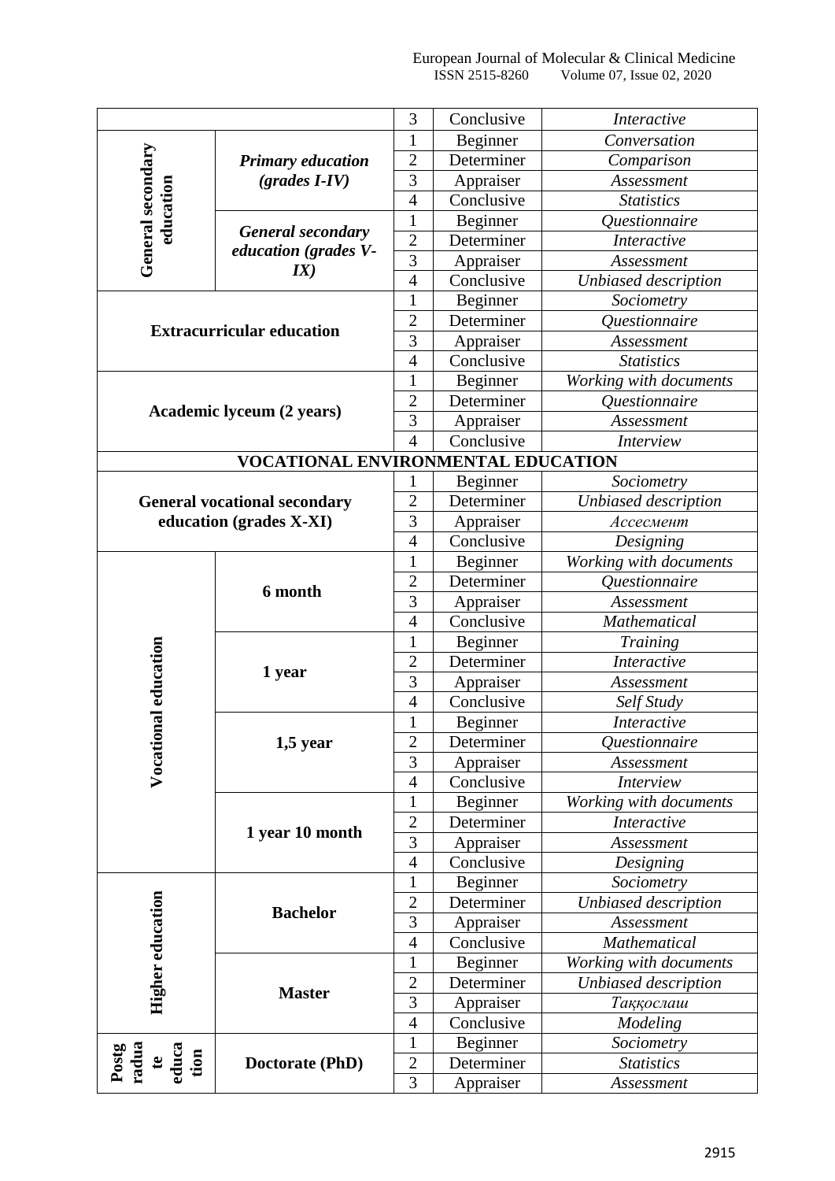| | | | | |
|---|---|---|---|---|
| | | 3 | Conclusive | *Interactive* |
| **General secondary education** | ***Primary education (grades I-IV)*** | 1 | Beginner | *Conversation* |
| | | 2 | Determiner | *Comparison* |
| | | 3 | Appraiser | *Assessment* |
| | | 4 | Conclusive | *Statistics* |
| | ***General secondary education (grades V-IX)*** | 1 | Beginner | *Questionnaire* |
| | | 2 | Determiner | *Interactive* |
| | | 3 | Appraiser | *Assessment* |
| | | 4 | Conclusive | *Unbiased description* |
| **Extracurricular education** | | 1 | Beginner | *Sociometry* |
| | | 2 | Determiner | *Questionnaire* |
| | | 3 | Appraiser | *Assessment* |
| | | 4 | Conclusive | *Statistics* |
| **Academic lyceum (2 years)** | | 1 | Beginner | *Working with documents* |
| | | 2 | Determiner | *Questionnaire* |
| | | 3 | Appraiser | *Assessment* |
| | | 4 | Conclusive | *Interview* |
| **VOCATIONAL ENVIRONMENTAL EDUCATION** | | | | |
| **General vocational secondary education (grades X-XI)** | | 1 | Beginner | *Sociometry* |
| | | 2 | Determiner | *Unbiased description* |
| | | 3 | Appraiser | *Ассесмент* |
| | | 4 | Conclusive | *Designing* |
| **Vocational education** | **6 month** | 1 | Beginner | *Working with documents* |
| | | 2 | Determiner | *Questionnaire* |
| | | 3 | Appraiser | *Assessment* |
| | | 4 | Conclusive | *Mathematical* |
| | **1 year** | 1 | Beginner | *Training* |
| | | 2 | Determiner | *Interactive* |
| | | 3 | Appraiser | *Assessment* |
| | | 4 | Conclusive | *Self Study* |
| | **1,5 year** | 1 | Beginner | *Interactive* |
| | | 2 | Determiner | *Questionnaire* |
| | | 3 | Appraiser | *Assessment* |
| | | 4 | Conclusive | *Interview* |
| | **1 year 10 month** | 1 | Beginner | *Working with documents* |
| | | 2 | Determiner | *Interactive* |
| | | 3 | Appraiser | *Assessment* |
| | | 4 | Conclusive | *Designing* |
| **Higher education** | **Bachelor** | 1 | Beginner | *Sociometry* |
| | | 2 | Determiner | *Unbiased description* |
| | | 3 | Appraiser | *Assessment* |
| | | 4 | Conclusive | *Mathematical* |
| | **Master** | 1 | Beginner | *Working with documents* |
| | | 2 | Determiner | *Unbiased description* |
| | | 3 | Appraiser | *Таққослаш* |
| | | 4 | Conclusive | *Modeling* |
| **Postgraduate education** | **Doctorate (PhD)** | 1 | Beginner | *Sociometry* |
| | | 2 | Determiner | *Statistics* |
| | | 3 | Appraiser | *Assessment* |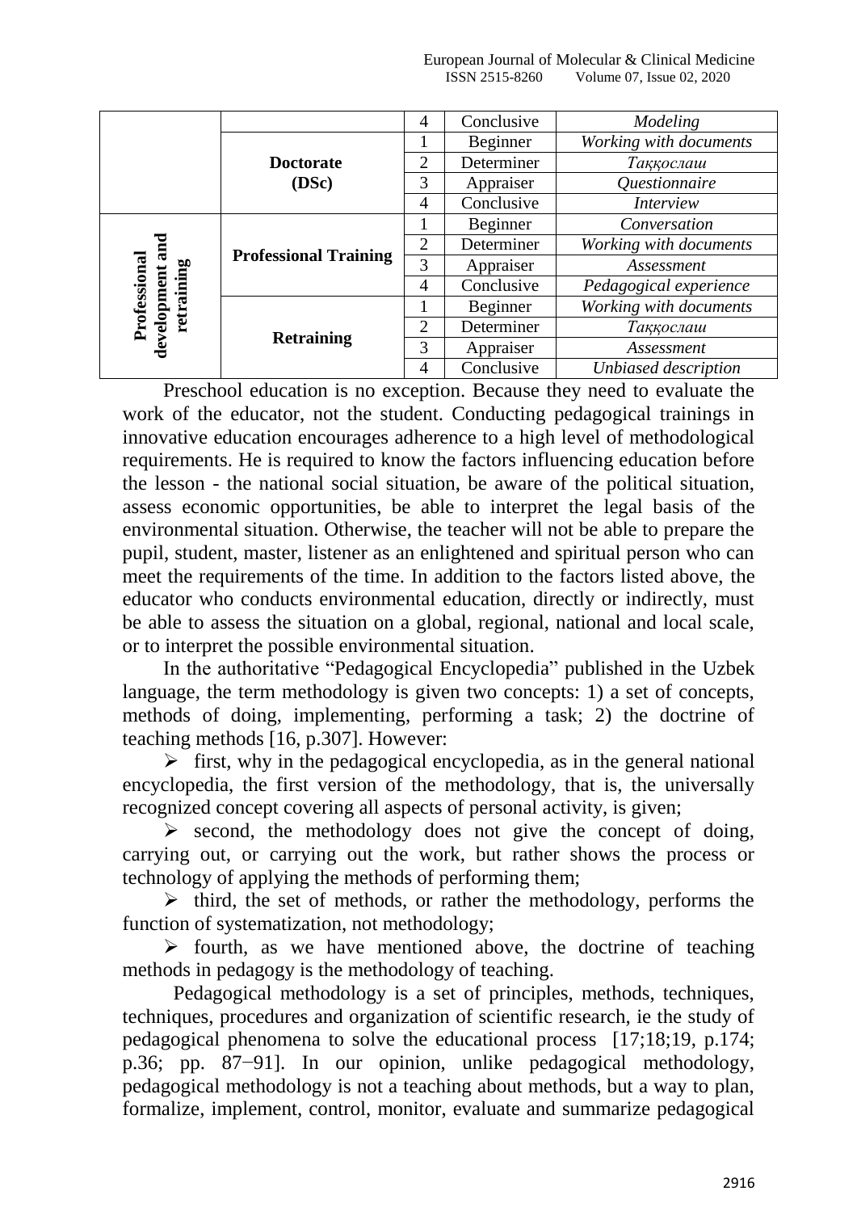|  |  |  |  |  |
|---|---|---|---|---|
|  |  | 4 | Conclusive | *Modeling* |
|  | **Doctorate (DSc)** | 1 | Beginner | *Working with documents* |
|  |  | 2 | Determiner | *Таққослаш* |
|  |  | 3 | Appraiser | *Questionnaire* |
|  |  | 4 | Conclusive | *Interview* |
| **Professional development and retraining** | **Professional Training** | 1 | Beginner | *Conversation* |
|  |  | 2 | Determiner | *Working with documents* |
|  |  | 3 | Appraiser | *Assessment* |
|  |  | 4 | Conclusive | *Pedagogical experience* |
|  | **Retraining** | 1 | Beginner | *Working with documents* |
|  |  | 2 | Determiner | *Таққослаш* |
|  |  | 3 | Appraiser | *Assessment* |
|  |  | 4 | Conclusive | *Unbiased description* |

Preschool education is no exception. Because they need to evaluate the work of the educator, not the student. Conducting pedagogical trainings in innovative education encourages adherence to a high level of methodological requirements. He is required to know the factors influencing education before the lesson - the national social situation, be aware of the political situation, assess economic opportunities, be able to interpret the legal basis of the environmental situation. Otherwise, the teacher will not be able to prepare the pupil, student, master, listener as an enlightened and spiritual person who can meet the requirements of the time. In addition to the factors listed above, the educator who conducts environmental education, directly or indirectly, must be able to assess the situation on a global, regional, national and local scale, or to interpret the possible environmental situation.

In the authoritative "Pedagogical Encyclopedia" published in the Uzbek language, the term methodology is given two concepts: 1) a set of concepts, methods of doing, implementing, performing a task; 2) the doctrine of teaching methods [16, p.307]. However:

- first, why in the pedagogical encyclopedia, as in the general national encyclopedia, the first version of the methodology, that is, the universally recognized concept covering all aspects of personal activity, is given;
- second, the methodology does not give the concept of doing, carrying out, or carrying out the work, but rather shows the process or technology of applying the methods of performing them;
- third, the set of methods, or rather the methodology, performs the function of systematization, not methodology;
- fourth, as we have mentioned above, the doctrine of teaching methods in pedagogy is the methodology of teaching.

Pedagogical methodology is a set of principles, methods, techniques, techniques, procedures and organization of scientific research, ie the study of pedagogical phenomena to solve the educational process [17;18;19, p.174; p.36; pp. 87−91]. In our opinion, unlike pedagogical methodology, pedagogical methodology is not a teaching about methods, but a way to plan, formalize, implement, control, monitor, evaluate and summarize pedagogical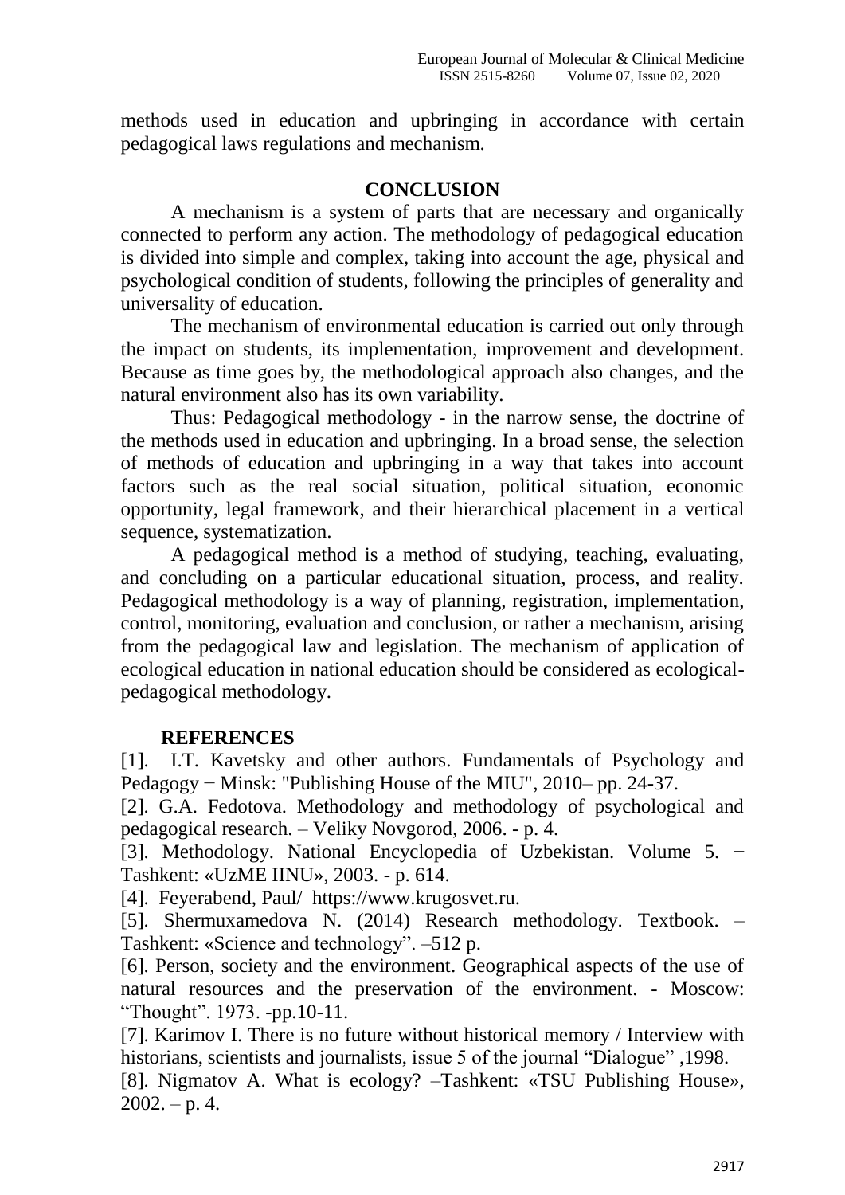methods used in education and upbringing in accordance with certain pedagogical laws regulations and mechanism.

## CONCLUSION

A mechanism is a system of parts that are necessary and organically connected to perform any action. The methodology of pedagogical education is divided into simple and complex, taking into account the age, physical and psychological condition of students, following the principles of generality and universality of education.

The mechanism of environmental education is carried out only through the impact on students, its implementation, improvement and development. Because as time goes by, the methodological approach also changes, and the natural environment also has its own variability.

Thus: Pedagogical methodology - in the narrow sense, the doctrine of the methods used in education and upbringing. In a broad sense, the selection of methods of education and upbringing in a way that takes into account factors such as the real social situation, political situation, economic opportunity, legal framework, and their hierarchical placement in a vertical sequence, systematization.

A pedagogical method is a method of studying, teaching, evaluating, and concluding on a particular educational situation, process, and reality. Pedagogical methodology is a way of planning, registration, implementation, control, monitoring, evaluation and conclusion, or rather a mechanism, arising from the pedagogical law and legislation. The mechanism of application of ecological education in national education should be considered as ecological-pedagogical methodology.

## REFERENCES

[1]. I.T. Kavetsky and other authors. Fundamentals of Psychology and Pedagogy − Minsk: "Publishing House of the MIU", 2010– pp. 24-37.

[2]. G.A. Fedotova. Methodology and methodology of psychological and pedagogical research. – Veliky Novgorod, 2006. - p. 4.

[3]. Methodology. National Encyclopedia of Uzbekistan. Volume 5. − Tashkent: «UzME IINU», 2003. - p. 614.

[4]. Feyerabend, Paul/ https://www.krugosvet.ru.

[5]. Shermuxamedova N. (2014) Research methodology. Textbook. – Tashkent: «Science and technology". –512 p.

[6]. Person, society and the environment. Geographical aspects of the use of natural resources and the preservation of the environment. - Moscow: "Thought". 1973. -pp.10-11.

[7]. Karimov I. There is no future without historical memory / Interview with historians, scientists and journalists, issue 5 of the journal "Dialogue" ,1998.

[8]. Nigmatov A. What is ecology? –Tashkent: «TSU Publishing House», 2002. – p. 4.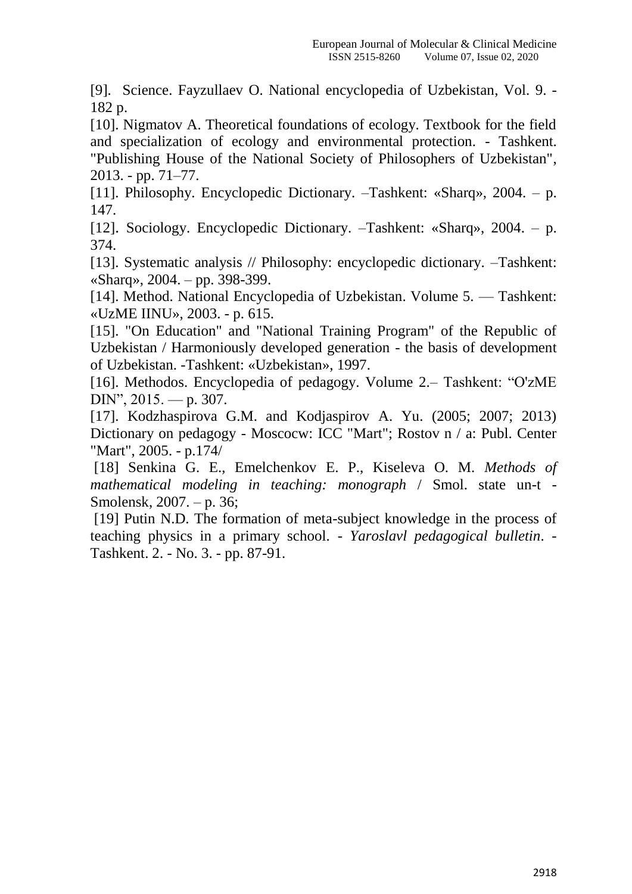[9]. Science. Fayzullaev O. National encyclopedia of Uzbekistan, Vol. 9. - 182 p.

[10]. Nigmatov A. Theoretical foundations of ecology. Textbook for the field and specialization of ecology and environmental protection. - Tashkent. "Publishing House of the National Society of Philosophers of Uzbekistan", 2013. - pp. 71–77.

[11]. Philosophy. Encyclopedic Dictionary. –Tashkent: «Sharq», 2004. – p. 147.

[12]. Sociology. Encyclopedic Dictionary. –Tashkent: «Sharq», 2004. – p. 374.

[13]. Systematic analysis // Philosophy: encyclopedic dictionary. –Tashkent: «Sharq», 2004. – pp. 398-399.

[14]. Method. National Encyclopedia of Uzbekistan. Volume 5. — Tashkent: «UzME IINU», 2003. - p. 615.

[15]. "On Education" and "National Training Program" of the Republic of Uzbekistan / Harmoniously developed generation - the basis of development of Uzbekistan. -Tashkent: «Uzbekistan», 1997.

[16]. Methodos. Encyclopedia of pedagogy. Volume 2.– Tashkent: "O'zME DIN", 2015. — p. 307.

[17]. Kodzhaspirova G.M. and Kodjaspirov A. Yu. (2005; 2007; 2013) Dictionary on pedagogy - Moscocw: ICC "Mart"; Rostov n / a: Publ. Center "Mart", 2005. - p.174/

[18] Senkina G. E., Emelchenkov E. P., Kiseleva O. M. *Methods of mathematical modeling in teaching: monograph* / Smol. state un-t - Smolensk, 2007. – p. 36;

[19] Putin N.D. The formation of meta-subject knowledge in the process of teaching physics in a primary school. - *Yaroslavl pedagogical bulletin*. - Tashkent. 2. - No. 3. - pp. 87-91.